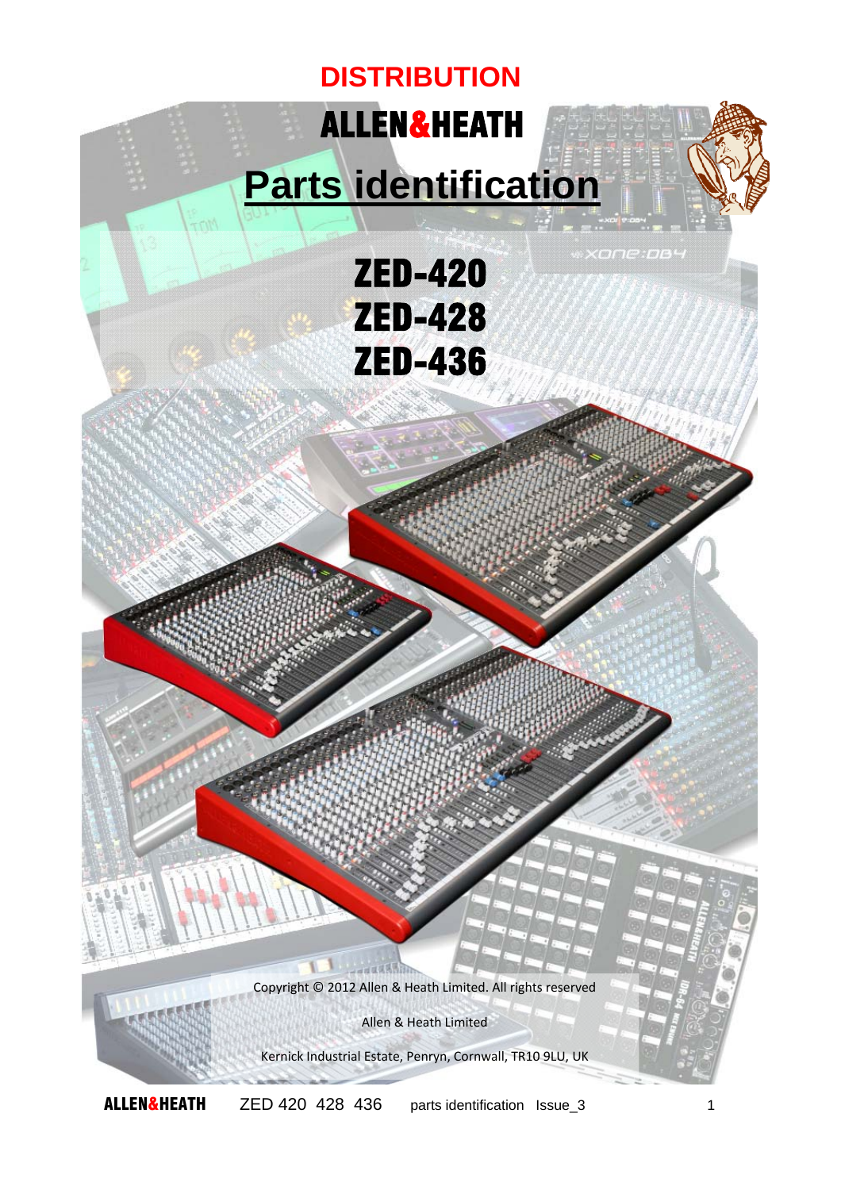# DISTRIBUTION

# ALLEN&HEATH

# Parts identification

## ZED-420
## ZED-428
## ZED-436

Copyright © 2012 Allen & Heath Limited. All rights reserved

Allen & Heath Limited

Kernick Industrial Estate, Penryn, Cornwall, TR10 9LU, UK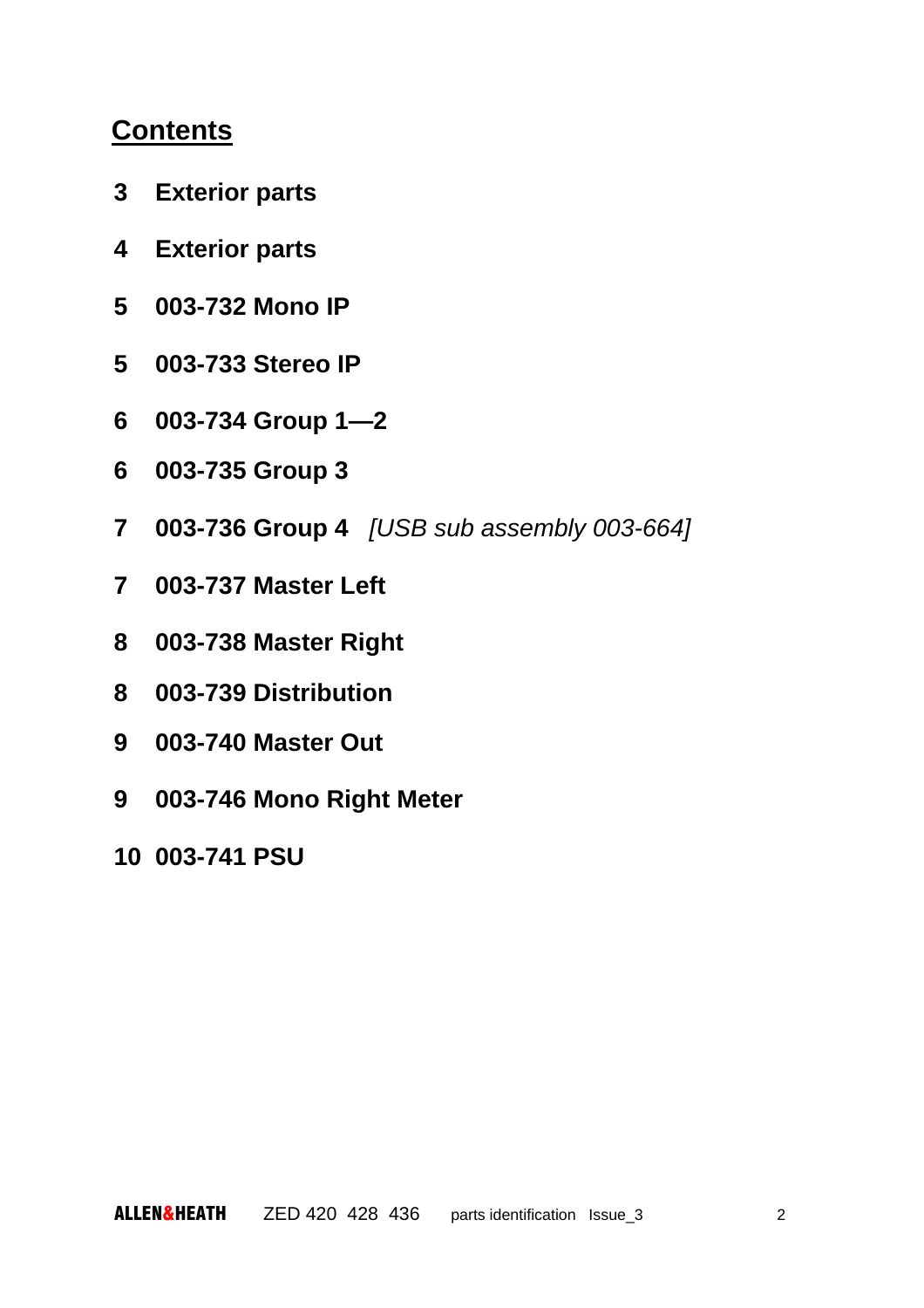## Contents

**3 Exterior parts**

**4 Exterior parts**

**5 003-732 Mono IP**

**5 003-733 Stereo IP**

**6 003-734 Group 1—2**

**6 003-735 Group 3**

**7 003-736 Group 4** *[USB sub assembly 003-664]*

**7 003-737 Master Left**

**8 003-738 Master Right**

**8 003-739 Distribution**

**9 003-740 Master Out**

**9 003-746 Mono Right Meter**

**10 003-741 PSU**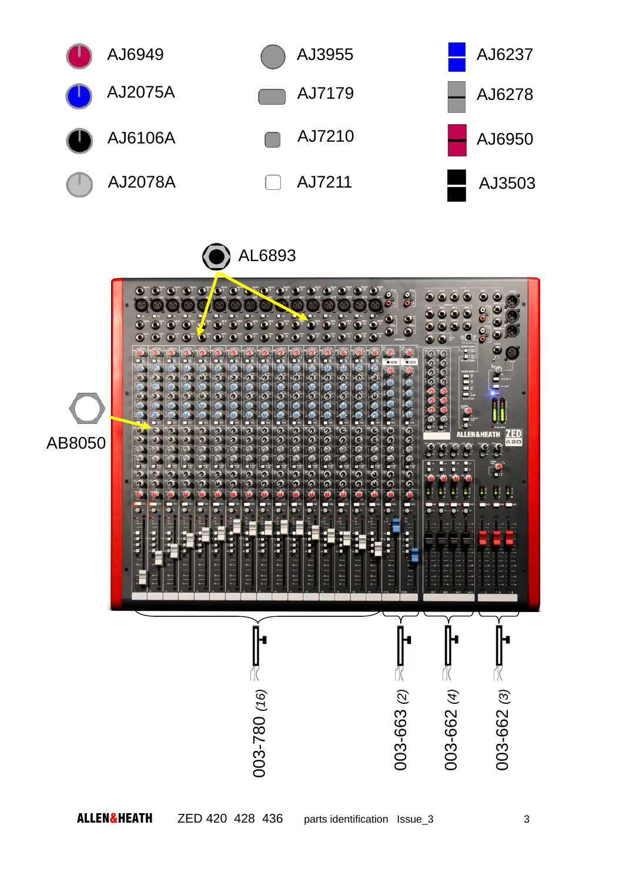AJ6949

AJ2075A

AJ6106A

AJ2078A

AJ3955

AJ7179

AJ7210

AJ7211

AJ6237

AJ6278

AJ6950

AJ3503

AL6893

AB8050

003-780 (16)

003-663 (2)

003-662 (4)

003-662 (3)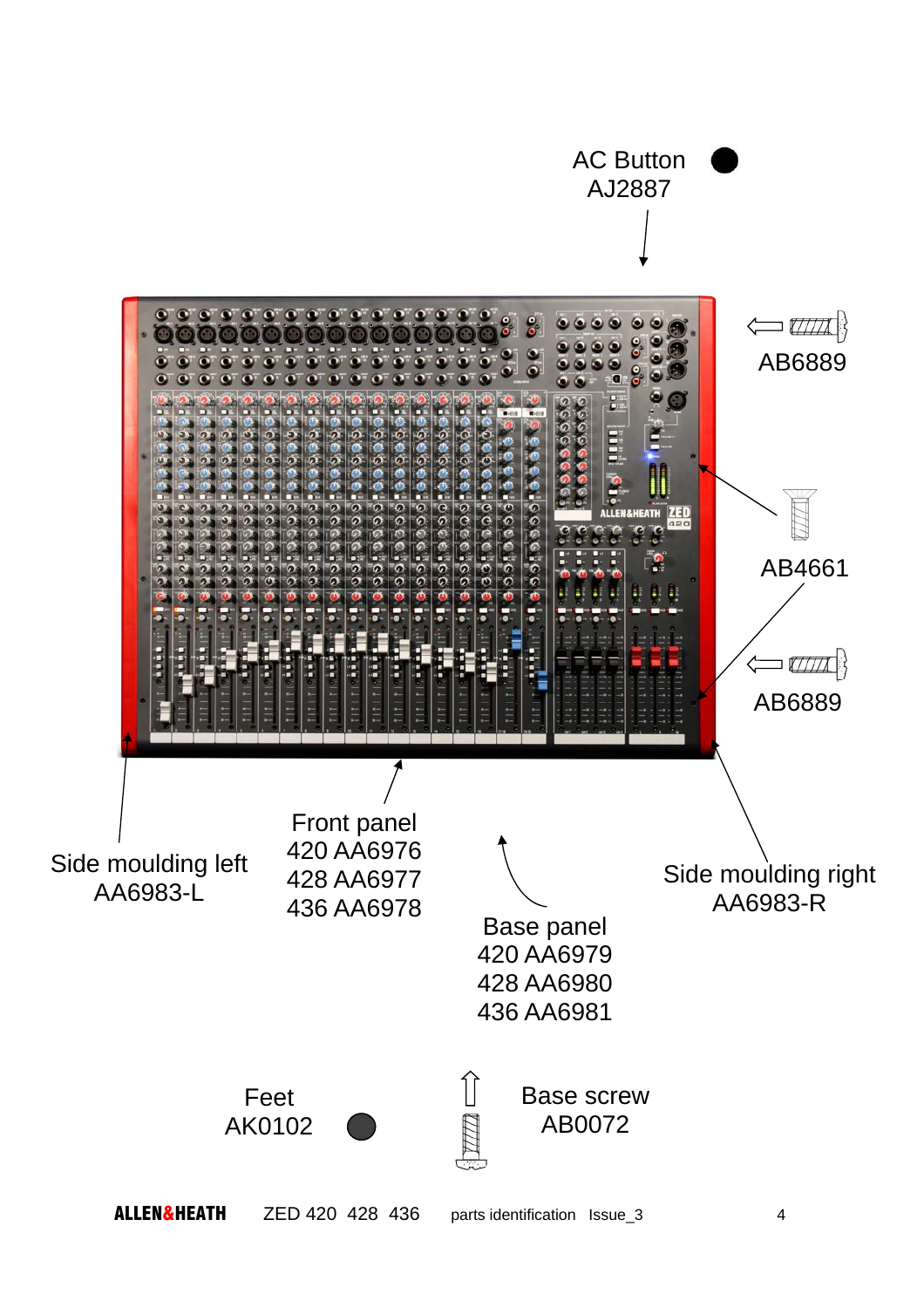AC Button
AJ2887

AB6889

AB4661

AB6889

Side moulding left
AA6983-L

Front panel
420 AA6976
428 AA6977
436 AA6978

Base panel
420 AA6979
428 AA6980
436 AA6981

Side moulding right
AA6983-R

Feet
AK0102

Base screw
AB0072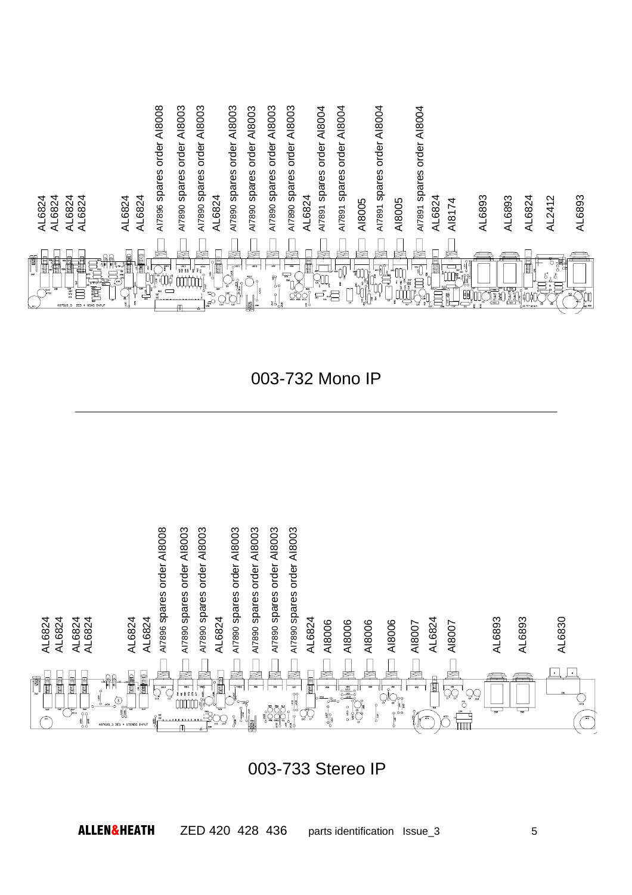AL6824 AL6824 AL6824 AL6824 AL6824 AL6824 AI7896 spares order AI8008 AI7890 spares order AI8003 AI7890 spares order AI8003 AL6824 AI7890 spares order AI8003 AI7890 spares order AI8003 AI7890 spares order AI8003 AI7890 spares order AI8003 AL6824 AI7891 spares order AI8004 AI7891 spares order AI8004 AI8005 AI7891 spares order AI8004 AI8005 AI7891 spares order AI8004 AL6824 AI8174 AL6893 AL6893 AL6824 AL2412 AL6893

003-732 Mono IP

---

AL6824 AL6824 AL6824 AL6824 AL6824 AL6824 AI7896 spares order AI8008 AI7890 spares order AI8003 AI7890 spares order AI8003 AL6824 AI7890 spares order AI8003 AI7890 spares order AI8003 AI7890 spares order AI8003 AI7890 spares order AI8003 AL6824 AI8006 AI8006 AI8006 AI8006 AI8007 AL6824 AI8007 AL6893 AL6893 AL6830

003-733 Stereo IP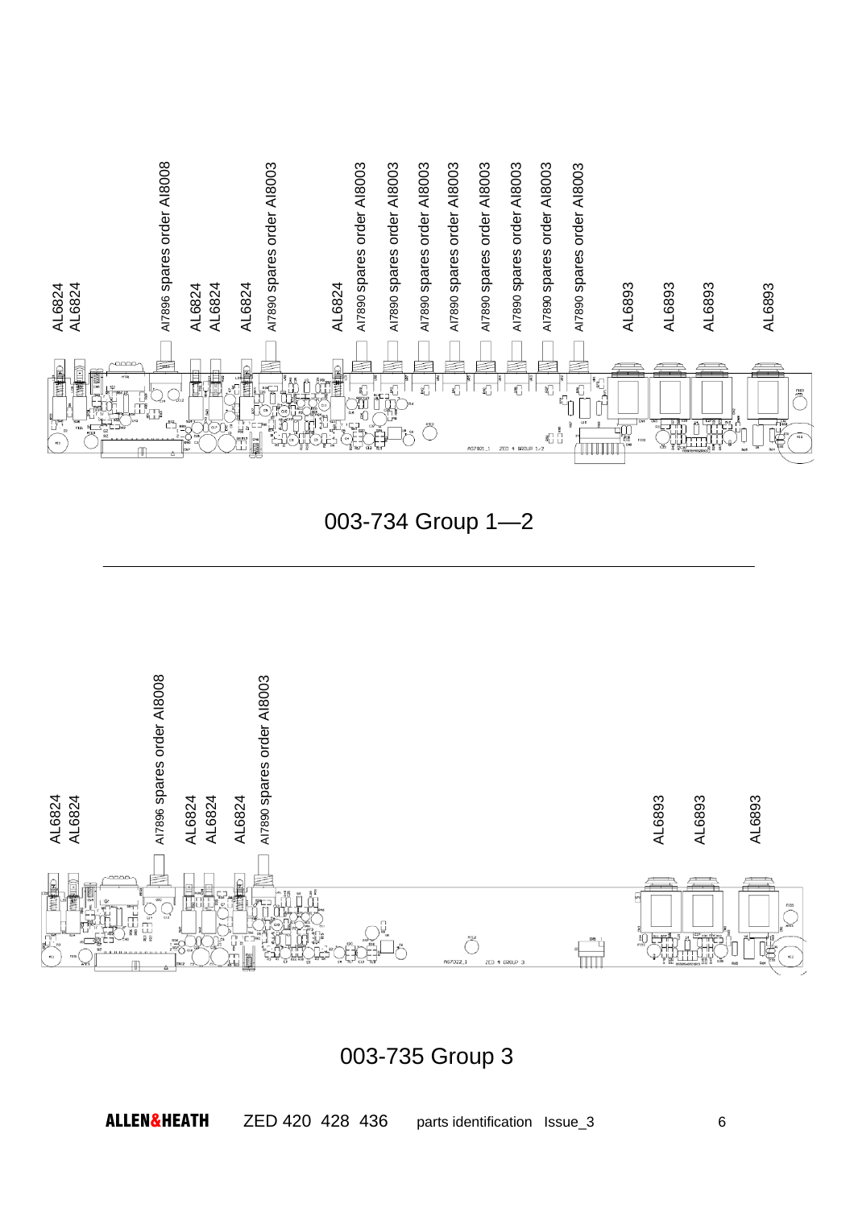AL6824
AL6824
AI7896 spares order AI8008
AL6824
AL6824
AL6824
AI7890 spares order AI8003
AL6824
AI7890 spares order AI8003
AI7890 spares order AI8003
AI7890 spares order AI8003
AI7890 spares order AI8003
AI7890 spares order AI8003
AI7890 spares order AI8003
AI7890 spares order AI8003
AI7890 spares order AI8003
AL6893
AL6893
AL6893
AL6893

003-734 Group 1—2

---

AL6824
AL6824
AI7896 spares order AI8008
AL6824
AL6824
AL6824
AI7890 spares order AI8003
AL6893
AL6893
AL6893

003-735 Group 3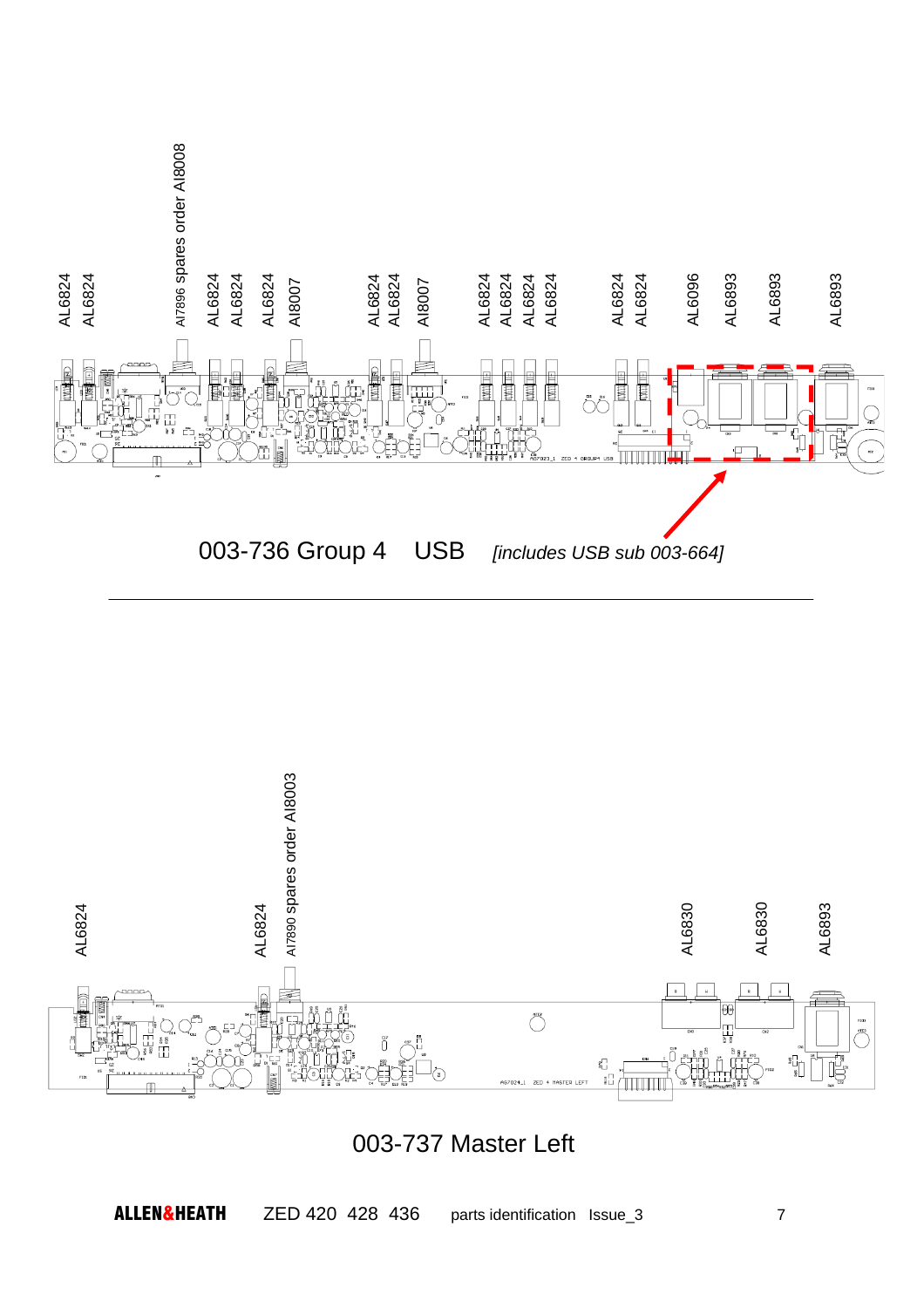AL6824 AL6824 AI7896 spares order AI8008 AL6824 AL6824 AL6824 AI8007 AL6824 AL6824 AI8007 AL6824 AL6824 AL6824 AL6824 AL6824 AL6824 AL6096 AL6893 AL6893 AL6893

003-736 Group 4 USB *[includes USB sub 003-664]*

---

AL6824 AL6824 AI7890 spares order AI8003 AL6830 AL6830 AL6893

003-737 Master Left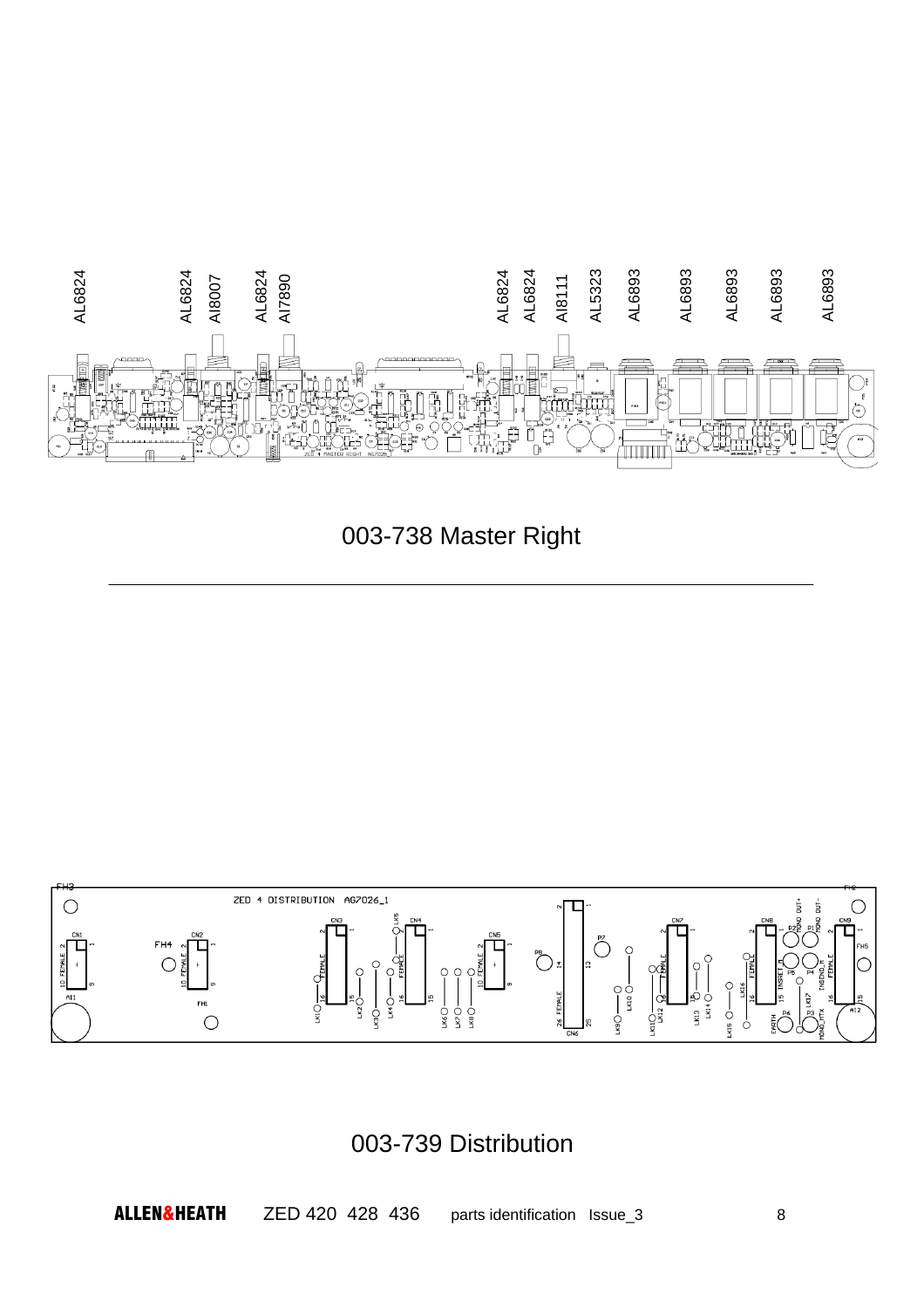AL6824 AL6824 AI8007 AL6824 AI7890 AL6824 AL6824 AI8111 AL5323 AL6893 AL6893 AL6893 AL6893 AL6893

## 003-738 Master Right

---

## 003-739 Distribution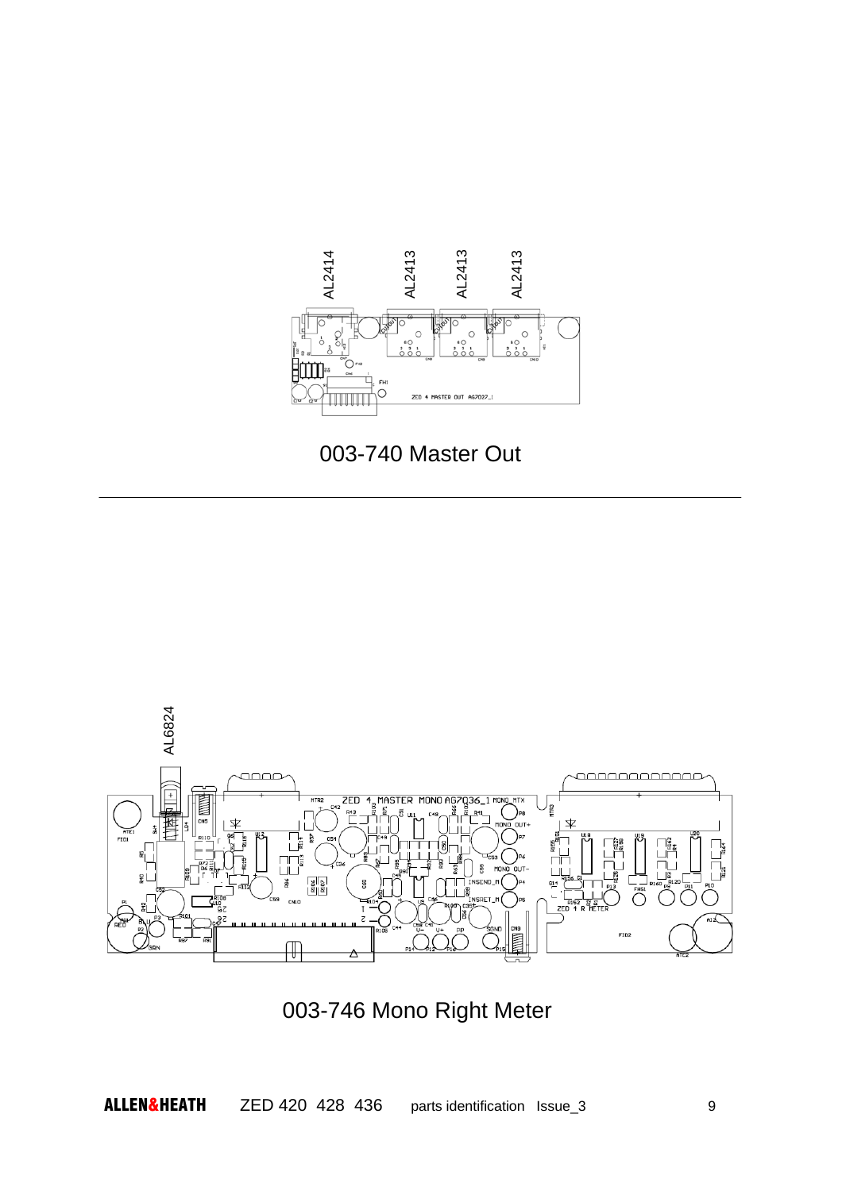AL2414 AL2413 AL2413 AL2413

003-740 Master Out

---

AL6824

003-746 Mono Right Meter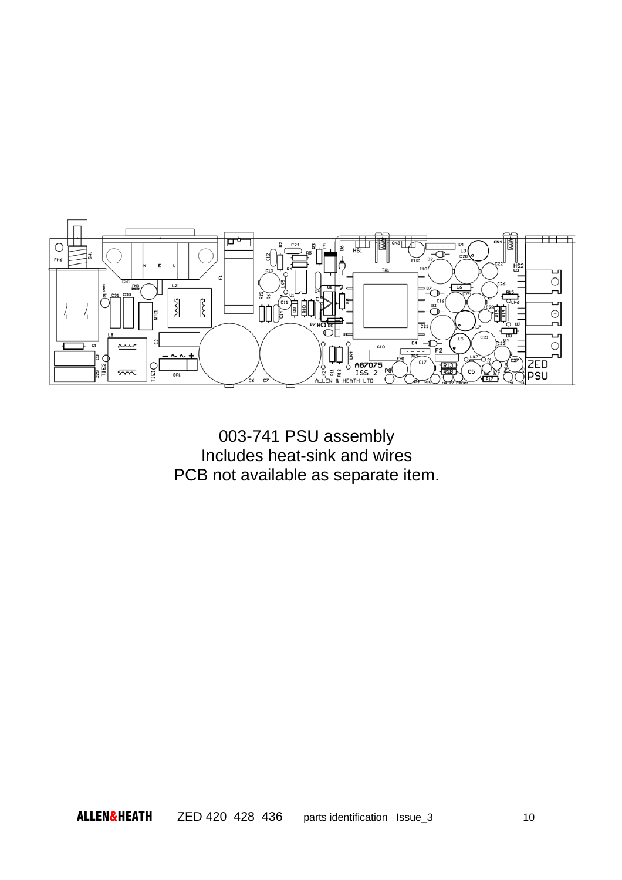003-741 PSU assembly
Includes heat-sink and wires
PCB not available as separate item.